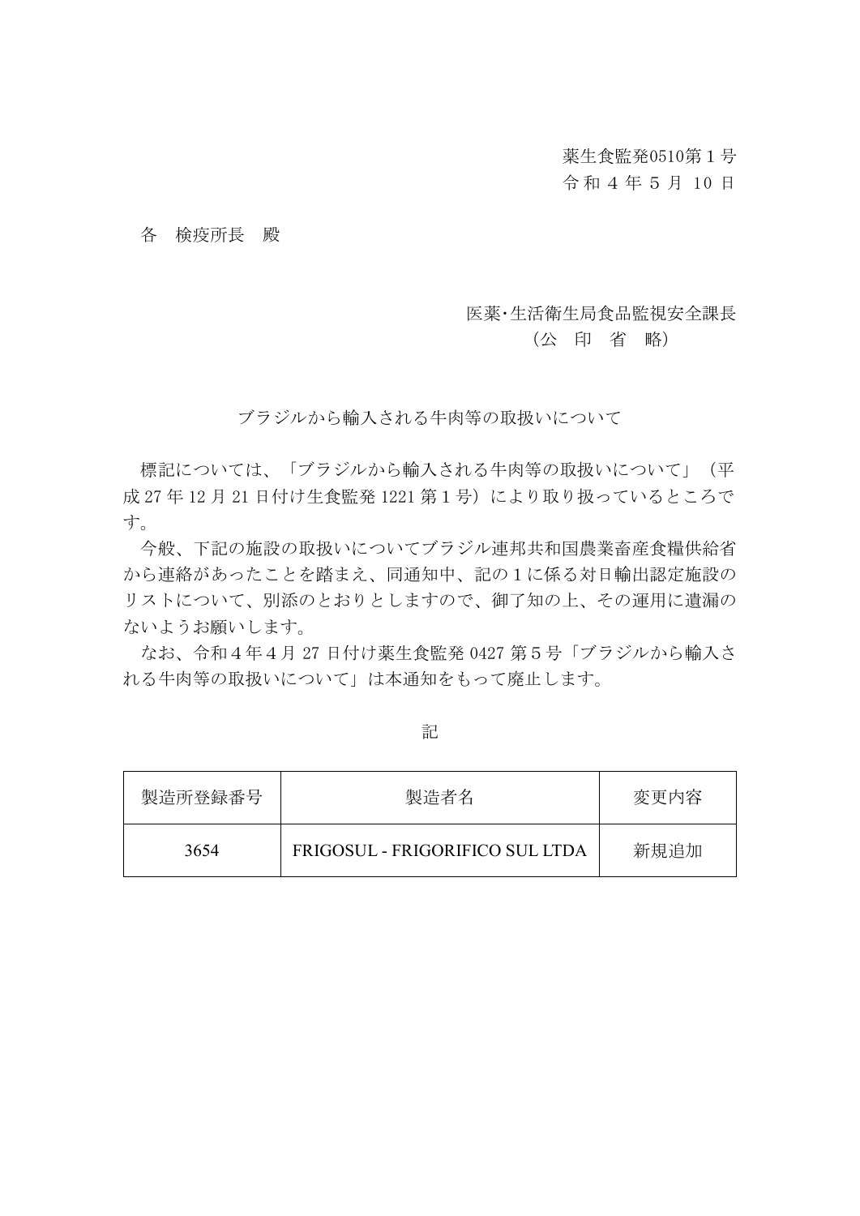薬生食監発0510第１号
令和４年５月 10 日

各　検疫所長　殿

医薬･生活衛生局食品監視安全課長
（公　印　省　略）

ブラジルから輸入される牛肉等の取扱いについて

標記については、「ブラジルから輸入される牛肉等の取扱いについて」（平成 27 年 12 月 21 日付け生食監発 1221 第１号）により取り扱っているところです。

今般、下記の施設の取扱いについてブラジル連邦共和国農業畜産食糧供給省から連絡があったことを踏まえ、同通知中、記の１に係る対日輸出認定施設のリストについて、別添のとおりとしますので、御了知の上、その運用に遺漏のないようお願いします。

なお、令和４年４月 27 日付け薬生食監発 0427 第５号「ブラジルから輸入される牛肉等の取扱いについて」は本通知をもって廃止します。

記

| 製造所登録番号 | 製造者名 | 変更内容 |
| --- | --- | --- |
| 3654 | FRIGOSUL - FRIGORIFICO SUL LTDA | 新規追加 |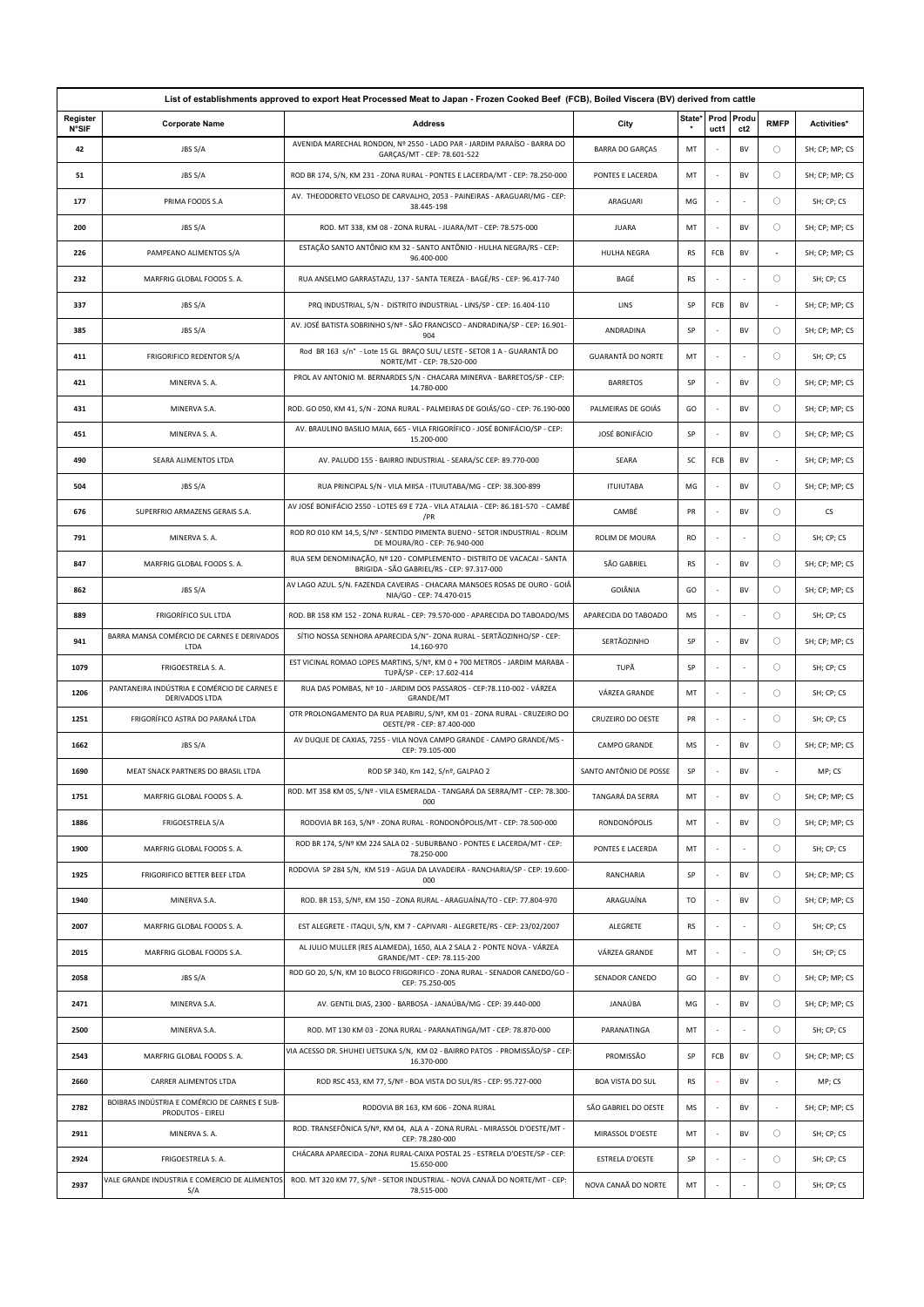| List of establishments approved to export Heat Processed Meat to Japan - Frozen Cooked Beef (FCB), Boiled Viscera (BV) derived from cattle | | | | | | | | |
|---|---|---|---|---|---|---|---|---|
| Register N°SIF | Corporate Name | Address | City | State* | Product1 | Product2 | RMFP | Activities* |
| 42 | JBS S/A | AVENIDA MARECHAL RONDON, Nº 2550 - LADO PAR - JARDIM PARAÍSO - BARRA DO GARÇAS/MT - CEP: 78.601-522 | BARRA DO GARÇAS | MT | - | BV | ○ | SH; CP; MP; CS |
| 51 | JBS S/A | ROD BR 174, S/N, KM 231 - ZONA RURAL - PONTES E LACERDA/MT - CEP: 78.250-000 | PONTES E LACERDA | MT | - | BV | ○ | SH; CP; MP; CS |
| 177 | PRIMA FOODS S.A | AV. THEODORETO VELOSO DE CARVALHO, 2053 - PAINEIRAS - ARAGUARI/MG - CEP: 38.445-198 | ARAGUARI | MG | - | - | ○ | SH; CP; CS |
| 200 | JBS S/A | ROD. MT 338, KM 08 - ZONA RURAL - JUARA/MT - CEP: 78.575-000 | JUARA | MT | - | BV | ○ | SH; CP; MP; CS |
| 226 | PAMPEANO ALIMENTOS S/A | ESTAÇÃO SANTO ANTÔNIO KM 32 - SANTO ANTÔNIO - HULHA NEGRA/RS - CEP: 96.400-000 | HULHA NEGRA | RS | FCB | BV | - | SH; CP; MP; CS |
| 232 | MARFRIG GLOBAL FOODS S. A. | RUA ANSELMO GARRASTAZU, 137 - SANTA TEREZA - BAGÉ/RS - CEP: 96.417-740 | BAGÉ | RS | - | - | ○ | SH; CP; CS |
| 337 | JBS S/A | PRQ INDUSTRIAL, S/N - DISTRITO INDUSTRIAL - LINS/SP - CEP: 16.404-110 | LINS | SP | FCB | BV | - | SH; CP; MP; CS |
| 385 | JBS S/A | AV. JOSÉ BATISTA SOBRINHO S/Nº - SÃO FRANCISCO - ANDRADINA/SP - CEP: 16.901-904 | ANDRADINA | SP | - | BV | ○ | SH; CP; MP; CS |
| 411 | FRIGORIFICO REDENTOR S/A | Rod BR 163 s/n° - Lote 15 GL BRAÇO SUL/ LESTE - SETOR 1 A - GUARANTÃ DO NORTE/MT - CEP: 78.520-000 | GUARANTÃ DO NORTE | MT | - | - | ○ | SH; CP; CS |
| 421 | MINERVA S. A. | PROL AV ANTONIO M. BERNARDES S/N - CHACARA MINERVA - BARRETOS/SP - CEP: 14.780-000 | BARRETOS | SP | - | BV | ○ | SH; CP; MP; CS |
| 431 | MINERVA S.A. | ROD. GO 050, KM 41, S/N - ZONA RURAL - PALMEIRAS DE GOIÁS/GO - CEP: 76.190-000 | PALMEIRAS DE GOIÁS | GO | - | BV | ○ | SH; CP; MP; CS |
| 451 | MINERVA S. A. | AV. BRAULINO BASILIO MAIA, 665 - VILA FRIGORÍFICO - JOSÉ BONIFÁCIO/SP - CEP: 15.200-000 | JOSÉ BONIFÁCIO | SP | - | BV | ○ | SH; CP; MP; CS |
| 490 | SEARA ALIMENTOS LTDA | AV. PALUDO 155 - BAIRRO INDUSTRIAL - SEARA/SC CEP: 89.770-000 | SEARA | SC | FCB | BV | - | SH; CP; MP; CS |
| 504 | JBS S/A | RUA PRINCIPAL S/N - VILA MIISA - ITUIUTABA/MG - CEP: 38.300-899 | ITUIUTABA | MG | - | BV | ○ | SH; CP; MP; CS |
| 676 | SUPERFRIO ARMAZENS GERAIS S.A. | AV JOSÉ BONIFÁCIO 2550 - LOTES 69 E 72A - VILA ATALAIA - CEP: 86.181-570 - CAMBÉ /PR | CAMBÉ | PR | - | BV | ○ | CS |
| 791 | MINERVA S. A. | ROD RO 010 KM 14,5, S/Nº - SENTIDO PIMENTA BUENO - SETOR INDUSTRIAL - ROLIM DE MOURA/RO - CEP: 76.940-000 | ROLIM DE MOURA | RO | - | - | ○ | SH; CP; CS |
| 847 | MARFRIG GLOBAL FOODS S. A. | RUA SEM DENOMINAÇÃO, Nº 120 - COMPLEMENTO - DISTRITO DE VACACAI - SANTA BRIGIDA - SÃO GABRIEL/RS - CEP: 97.317-000 | SÃO GABRIEL | RS | - | BV | ○ | SH; CP; MP; CS |
| 862 | JBS S/A | AV LAGO AZUL. S/N. FAZENDA CAVEIRAS - CHACARA MANSOES ROSAS DE OURO - GOIÂNIA/GO - CEP: 74.470-015 | GOIÂNIA | GO | - | BV | ○ | SH; CP; MP; CS |
| 889 | FRIGORÍFICO SUL LTDA | ROD. BR 158 KM 152 - ZONA RURAL - CEP: 79.570-000 - APARECIDA DO TABOADO/MS | APARECIDA DO TABOADO | MS | - | - | ○ | SH; CP; CS |
| 941 | BARRA MANSA COMÉRCIO DE CARNES E DERIVADOS LTDA | SÍTIO NOSSA SENHORA APARECIDA S/N°- ZONA RURAL - SERTÃOZINHO/SP - CEP: 14.160-970 | SERTÃOZINHO | SP | - | BV | ○ | SH; CP; MP; CS |
| 1079 | FRIGOESTRELA S. A. | EST VICINAL ROMAO LOPES MARTINS, S/Nº, KM 0 + 700 METROS - JARDIM MARABA - TUPÃ/SP - CEP: 17.602-414 | TUPÃ | SP | - | - | ○ | SH; CP; CS |
| 1206 | PANTANEIRA INDÚSTRIA E COMÉRCIO DE CARNES E DERIVADOS LTDA | RUA DAS POMBAS, Nº 10 - JARDIM DOS PASSAROS - CEP:78.110-002 - VÁRZEA GRANDE/MT | VÁRZEA GRANDE | MT | - | - | ○ | SH; CP; CS |
| 1251 | FRIGORÍFICO ASTRA DO PARANÁ LTDA | OTR PROLONGAMENTO DA RUA PEABIRU, S/Nº, KM 01 - ZONA RURAL - CRUZEIRO DO OESTE/PR - CEP: 87.400-000 | CRUZEIRO DO OESTE | PR | - | - | ○ | SH; CP; CS |
| 1662 | JBS S/A | AV DUQUE DE CAXIAS, 7255 - VILA NOVA CAMPO GRANDE - CAMPO GRANDE/MS - CEP: 79.105-000 | CAMPO GRANDE | MS | - | BV | ○ | SH; CP; MP; CS |
| 1690 | MEAT SNACK PARTNERS DO BRASIL LTDA | ROD SP 340, Km 142, S/nº, GALPAO 2 | SANTO ANTÔNIO DE POSSE | SP | - | BV | - | MP; CS |
| 1751 | MARFRIG GLOBAL FOODS S. A. | ROD. MT 358 KM 05, S/Nº - VILA ESMERALDA - TANGARÁ DA SERRA/MT - CEP: 78.300-000 | TANGARÁ DA SERRA | MT | - | BV | ○ | SH; CP; MP; CS |
| 1886 | FRIGOESTRELA S/A | RODOVIA BR 163, S/Nº - ZONA RURAL - RONDONÓPOLIS/MT - CEP: 78.500-000 | RONDONÓPOLIS | MT | - | BV | ○ | SH; CP; MP; CS |
| 1900 | MARFRIG GLOBAL FOODS S. A. | ROD BR 174, S/Nº KM 224 SALA 02 - SUBURBANO - PONTES E LACERDA/MT - CEP: 78.250-000 | PONTES E LACERDA | MT | - | - | ○ | SH; CP; CS |
| 1925 | FRIGORIFICO BETTER BEEF LTDA | RODOVIA SP 284 S/N, KM 519 - AGUA DA LAVADEIRA - RANCHARIA/SP - CEP: 19.600-000 | RANCHARIA | SP | - | BV | ○ | SH; CP; MP; CS |
| 1940 | MINERVA S.A. | ROD. BR 153, S/Nº, KM 150 - ZONA RURAL - ARAGUAÍNA/TO - CEP: 77.804-970 | ARAGUAÍNA | TO | - | BV | ○ | SH; CP; MP; CS |
| 2007 | MARFRIG GLOBAL FOODS S. A. | EST ALEGRETE - ITAQUI, S/N, KM 7 - CAPIVARI - ALEGRETE/RS - CEP: 23/02/2007 | ALEGRETE | RS | - | - | ○ | SH; CP; CS |
| 2015 | MARFRIG GLOBAL FOODS S.A. | AL JULIO MULLER (RES ALAMEDA), 1650, ALA 2 SALA 2 - PONTE NOVA - VÁRZEA GRANDE/MT - CEP: 78.115-200 | VÁRZEA GRANDE | MT | - | - | ○ | SH; CP; CS |
| 2058 | JBS S/A | ROD GO 20, S/N, KM 10 BLOCO FRIGORIFICO - ZONA RURAL - SENADOR CANEDO/GO - CEP: 75.250-005 | SENADOR CANEDO | GO | - | BV | ○ | SH; CP; MP; CS |
| 2471 | MINERVA S.A. | AV. GENTIL DIAS, 2300 - BARBOSA - JANAÚBA/MG - CEP: 39.440-000 | JANAÚBA | MG | - | BV | ○ | SH; CP; MP; CS |
| 2500 | MINERVA S.A. | ROD. MT 130 KM 03 - ZONA RURAL - PARANATINGA/MT - CEP: 78.870-000 | PARANATINGA | MT | - | - | ○ | SH; CP; CS |
| 2543 | MARFRIG GLOBAL FOODS S. A. | VIA ACESSO DR. SHUHEI UETSUKA S/N, KM 02 - BAIRRO PATOS - PROMISSÃO/SP - CEP: 16.370-000 | PROMISSÃO | SP | FCB | BV | ○ | SH; CP; MP; CS |
| 2660 | CARRER ALIMENTOS LTDA | ROD RSC 453, KM 77, S/Nº - BOA VISTA DO SUL/RS - CEP: 95.727-000 | BOA VISTA DO SUL | RS | - | BV | - | MP; CS |
| 2782 | BOIBRAS INDÚSTRIA E COMÉRCIO DE CARNES E SUB-PRODUTOS - EIRELI | RODOVIA BR 163, KM 606 - ZONA RURAL | SÃO GABRIEL DO OESTE | MS | - | BV | - | SH; CP; MP; CS |
| 2911 | MINERVA S. A. | ROD. TRANSEFÔNICA S/Nº, KM 04, ALA A - ZONA RURAL - MIRASSOL D'OESTE/MT - CEP: 78.280-000 | MIRASSOL D'OESTE | MT | - | BV | ○ | SH; CP; CS |
| 2924 | FRIGOESTRELA S. A. | CHÁCARA APARECIDA - ZONA RURAL-CAIXA POSTAL 25 - ESTRELA D'OESTE/SP - CEP: 15.650-000 | ESTRELA D'OESTE | SP | - | - | ○ | SH; CP; CS |
| 2937 | VALE GRANDE INDUSTRIA E COMERCIO DE ALIMENTOS S/A | ROD. MT 320 KM 77, S/Nº - SETOR INDUSTRIAL - NOVA CANAÃ DO NORTE/MT - CEP: 78.515-000 | NOVA CANAÃ DO NORTE | MT | - | - | ○ | SH; CP; CS |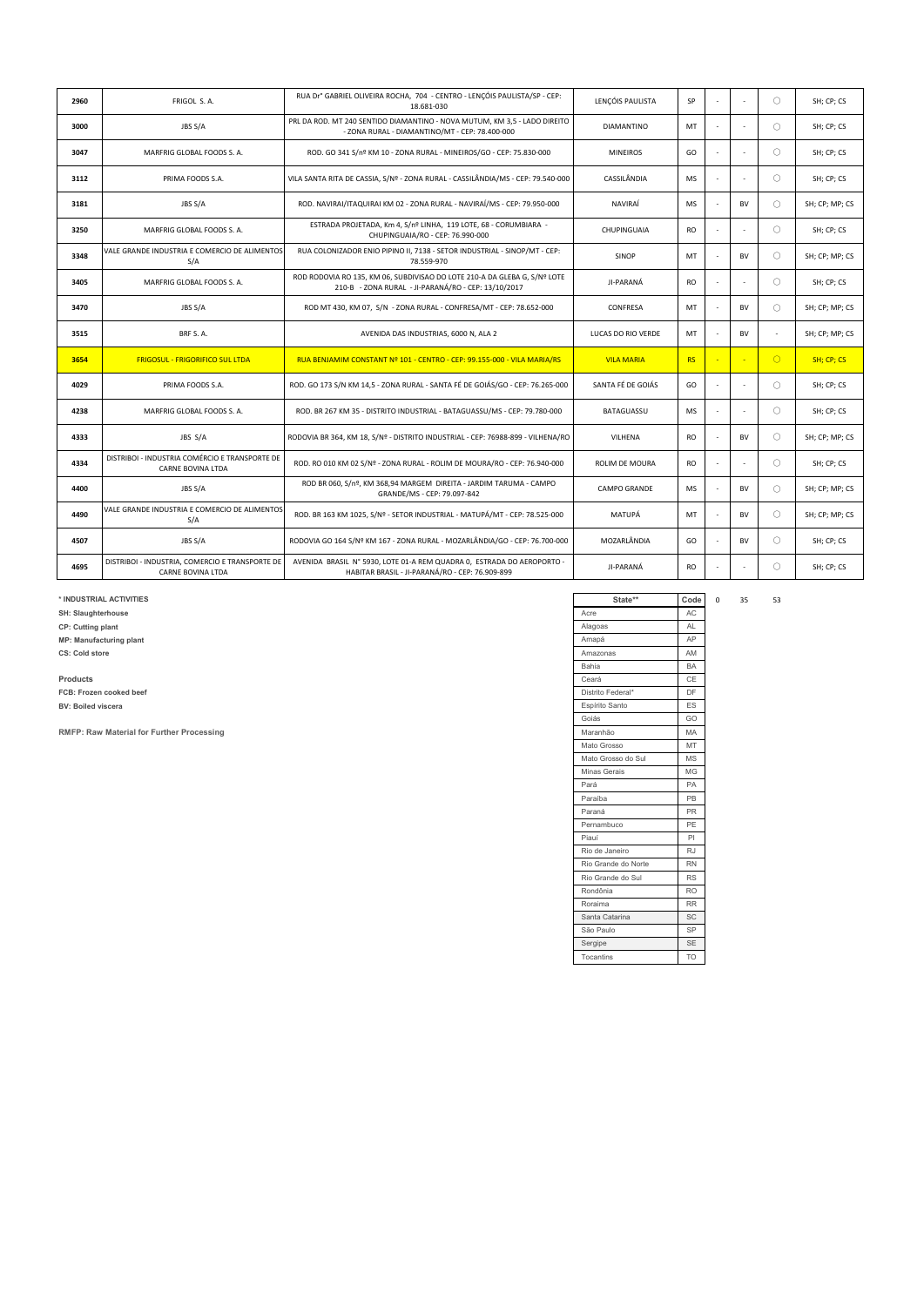| | | | | | | | | |
|---|---|---|---|---|---|---|---|---|
| 2960 | FRIGOL S. A. | RUA Drº GABRIEL OLIVEIRA ROCHA, 704 - CENTRO - LENÇÓIS PAULISTA/SP - CEP: 18.681-030 | LENÇÓIS PAULISTA | SP | - | - | ○ | SH; CP; CS |
| 3000 | JBS S/A | PRL DA ROD. MT 240 SENTIDO DIAMANTINO - NOVA MUTUM, KM 3,5 - LADO DIREITO - ZONA RURAL - DIAMANTINO/MT - CEP: 78.400-000 | DIAMANTINO | MT | - | - | ○ | SH; CP; CS |
| 3047 | MARFRIG GLOBAL FOODS S. A. | ROD. GO 341 S/nº KM 10 - ZONA RURAL - MINEIROS/GO - CEP: 75.830-000 | MINEIROS | GO | - | - | ○ | SH; CP; CS |
| 3112 | PRIMA FOODS S.A. | VILA SANTA RITA DE CASSIA, S/Nº - ZONA RURAL - CASSILÂNDIA/MS - CEP: 79.540-000 | CASSILÂNDIA | MS | - | - | ○ | SH; CP; CS |
| 3181 | JBS S/A | ROD. NAVIRAI/ITAQUIRAI KM 02 - ZONA RURAL - NAVIRAÍ/MS - CEP: 79.950-000 | NAVIRAÍ | MS | - | BV | ○ | SH; CP; MP; CS |
| 3250 | MARFRIG GLOBAL FOODS S. A. | ESTRADA PROJETADA, Km 4, S/nº LINHA, 119 LOTE, 68 - CORUMBIARA - CHUPINGUAIA/RO - CEP: 76.990-000 | CHUPINGUAIA | RO | - | - | ○ | SH; CP; CS |
| 3348 | VALE GRANDE INDUSTRIA E COMERCIO DE ALIMENTOS S/A | RUA COLONIZADOR ENIO PIPINO II, 7138 - SETOR INDUSTRIAL - SINOP/MT - CEP: 78.559-970 | SINOP | MT | - | BV | ○ | SH; CP; MP; CS |
| 3405 | MARFRIG GLOBAL FOODS S. A. | ROD RODOVIA RO 135, KM 06, SUBDIVISAO DO LOTE 210-A DA GLEBA G, S/Nº LOTE 210-B - ZONA RURAL - JI-PARANÁ/RO - CEP: 13/10/2017 | JI-PARANÁ | RO | - | - | ○ | SH; CP; CS |
| 3470 | JBS S/A | ROD MT 430, KM 07, S/N - ZONA RURAL - CONFRESA/MT - CEP: 78.652-000 | CONFRESA | MT | - | BV | ○ | SH; CP; MP; CS |
| 3515 | BRF S. A. | AVENIDA DAS INDUSTRIAS, 6000 N, ALA 2 | LUCAS DO RIO VERDE | MT | - | BV | - | SH; CP; MP; CS |
| 3654 | FRIGOSUL - FRIGORIFICO SUL LTDA | RUA BENJAMIM CONSTANT Nº 101 - CENTRO - CEP: 99.155-000 - VILA MARIA/RS | VILA MARIA | RS | - | - | ○ | SH; CP; CS |
| 4029 | PRIMA FOODS S.A. | ROD. GO 173 S/N KM 14,5 - ZONA RURAL - SANTA FÉ DE GOIÁS/GO - CEP: 76.265-000 | SANTA FÉ DE GOIÁS | GO | - | - | ○ | SH; CP; CS |
| 4238 | MARFRIG GLOBAL FOODS S. A. | ROD. BR 267 KM 35 - DISTRITO INDUSTRIAL - BATAGUASSU/MS - CEP: 79.780-000 | BATAGUASSU | MS | - | - | ○ | SH; CP; CS |
| 4333 | JBS S/A | RODOVIA BR 364, KM 18, S/Nº - DISTRITO INDUSTRIAL - CEP: 76988-899 - VILHENA/RO | VILHENA | RO | - | BV | ○ | SH; CP; MP; CS |
| 4334 | DISTRIBOI - INDUSTRIA COMÉRCIO E TRANSPORTE DE CARNE BOVINA LTDA | ROD. RO 010 KM 02 S/Nº - ZONA RURAL - ROLIM DE MOURA/RO - CEP: 76.940-000 | ROLIM DE MOURA | RO | - | - | ○ | SH; CP; CS |
| 4400 | JBS S/A | ROD BR 060, S/nº, KM 368,94 MARGEM DIREITA - JARDIM TARUMA - CAMPO GRANDE/MS - CEP: 79.097-842 | CAMPO GRANDE | MS | - | BV | ○ | SH; CP; MP; CS |
| 4490 | VALE GRANDE INDUSTRIA E COMERCIO DE ALIMENTOS S/A | ROD. BR 163 KM 1025, S/Nº - SETOR INDUSTRIAL - MATUPÁ/MT - CEP: 78.525-000 | MATUPÁ | MT | - | BV | ○ | SH; CP; MP; CS |
| 4507 | JBS S/A | RODOVIA GO 164 S/Nº KM 167 - ZONA RURAL - MOZARLÂNDIA/GO - CEP: 76.700-000 | MOZARLÂNDIA | GO | - | BV | ○ | SH; CP; CS |
| 4695 | DISTRIBOI - INDUSTRIA, COMERCIO E TRANSPORTE DE CARNE BOVINA LTDA | AVENIDA BRASIL Nº 5930, LOTE 01-A REM QUADRA 0, ESTRADA DO AEROPORTO - HABITAR BRASIL - JI-PARANÁ/RO - CEP: 76.909-899 | JI-PARANÁ | RO | - | - | ○ | SH; CP; CS |

**\* INDUSTRIAL ACTIVITIES**

**SH: Slaughterhouse**

**CP: Cutting plant**

**MP: Manufacturing plant**

**CS: Cold store**

**Products**

**FCB: Frozen cooked beef**

**BV: Boiled viscera**

**RMFP: Raw Material for Further Processing**

| State** | Code |
|---|---|
| Acre | AC |
| Alagoas | AL |
| Amapá | AP |
| Amazonas | AM |
| Bahia | BA |
| Ceará | CE |
| Distrito Federal* | DF |
| Espírito Santo | ES |
| Goiás | GO |
| Maranhão | MA |
| Mato Grosso | MT |
| Mato Grosso do Sul | MS |
| Minas Gerais | MG |
| Pará | PA |
| Paraíba | PB |
| Paraná | PR |
| Pernambuco | PE |
| Piauí | PI |
| Rio de Janeiro | RJ |
| Rio Grande do Norte | RN |
| Rio Grande do Sul | RS |
| Rondônia | RO |
| Roraima | RR |
| Santa Catarina | SC |
| São Paulo | SP |
| Sergipe | SE |
| Tocantins | TO |

0 35 53